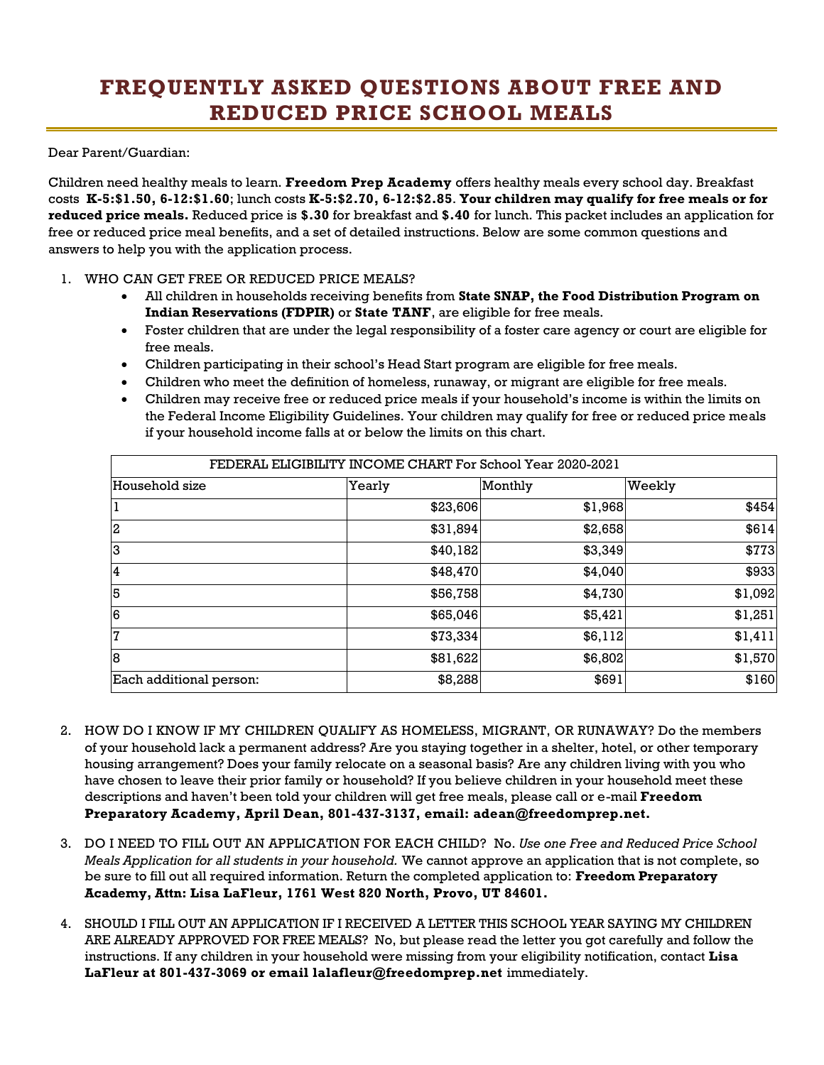# FREQUENTLY ASKED QUESTIONS ABOUT FREE AND REDUCED PRICE SCHOOL MEALS

Dear Parent/Guardian:

Children need healthy meals to learn. **Freedom Prep Academy** offers healthy meals every school day. Breakfast costs **K-5:$1.50, 6-12:$1.60**; lunch costs **K-5:$2.70, 6-12:$2.85**. **Your children may qualify for free meals or for reduced price meals.** Reduced price is **$.30** for breakfast and **$.40** for lunch. This packet includes an application for free or reduced price meal benefits, and a set of detailed instructions. Below are some common questions and answers to help you with the application process.

1. WHO CAN GET FREE OR REDUCED PRICE MEALS?
   - All children in households receiving benefits from **State SNAP, the Food Distribution Program on Indian Reservations (FDPIR)** or **State TANF**, are eligible for free meals.
   - Foster children that are under the legal responsibility of a foster care agency or court are eligible for free meals.
   - Children participating in their school's Head Start program are eligible for free meals.
   - Children who meet the definition of homeless, runaway, or migrant are eligible for free meals.
   - Children may receive free or reduced price meals if your household's income is within the limits on the Federal Income Eligibility Guidelines. Your children may qualify for free or reduced price meals if your household income falls at or below the limits on this chart.

| FEDERAL ELIGIBILITY INCOME CHART For School Year 2020-2021 | | | |
|---|---|---|---|
| Household size | Yearly | Monthly | Weekly |
| 1 | $23,606 | $1,968 | $454 |
| 2 | $31,894 | $2,658 | $614 |
| 3 | $40,182 | $3,349 | $773 |
| 4 | $48,470 | $4,040 | $933 |
| 5 | $56,758 | $4,730 | $1,092 |
| 6 | $65,046 | $5,421 | $1,251 |
| 7 | $73,334 | $6,112 | $1,411 |
| 8 | $81,622 | $6,802 | $1,570 |
| Each additional person: | $8,288 | $691 | $160 |

2. HOW DO I KNOW IF MY CHILDREN QUALIFY AS HOMELESS, MIGRANT, OR RUNAWAY? Do the members of your household lack a permanent address? Are you staying together in a shelter, hotel, or other temporary housing arrangement? Does your family relocate on a seasonal basis? Are any children living with you who have chosen to leave their prior family or household? If you believe children in your household meet these descriptions and haven't been told your children will get free meals, please call or e-mail **Freedom Preparatory Academy, April Dean, 801-437-3137, email: adean@freedomprep.net.**

3. DO I NEED TO FILL OUT AN APPLICATION FOR EACH CHILD? No. *Use one Free and Reduced Price School Meals Application for all students in your household.* We cannot approve an application that is not complete, so be sure to fill out all required information. Return the completed application to: **Freedom Preparatory Academy, Attn: Lisa LaFleur, 1761 West 820 North, Provo, UT 84601.**

4. SHOULD I FILL OUT AN APPLICATION IF I RECEIVED A LETTER THIS SCHOOL YEAR SAYING MY CHILDREN ARE ALREADY APPROVED FOR FREE MEALS? No, but please read the letter you got carefully and follow the instructions. If any children in your household were missing from your eligibility notification, contact **Lisa LaFleur at 801-437-3069 or email lalafleur@freedomprep.net** immediately.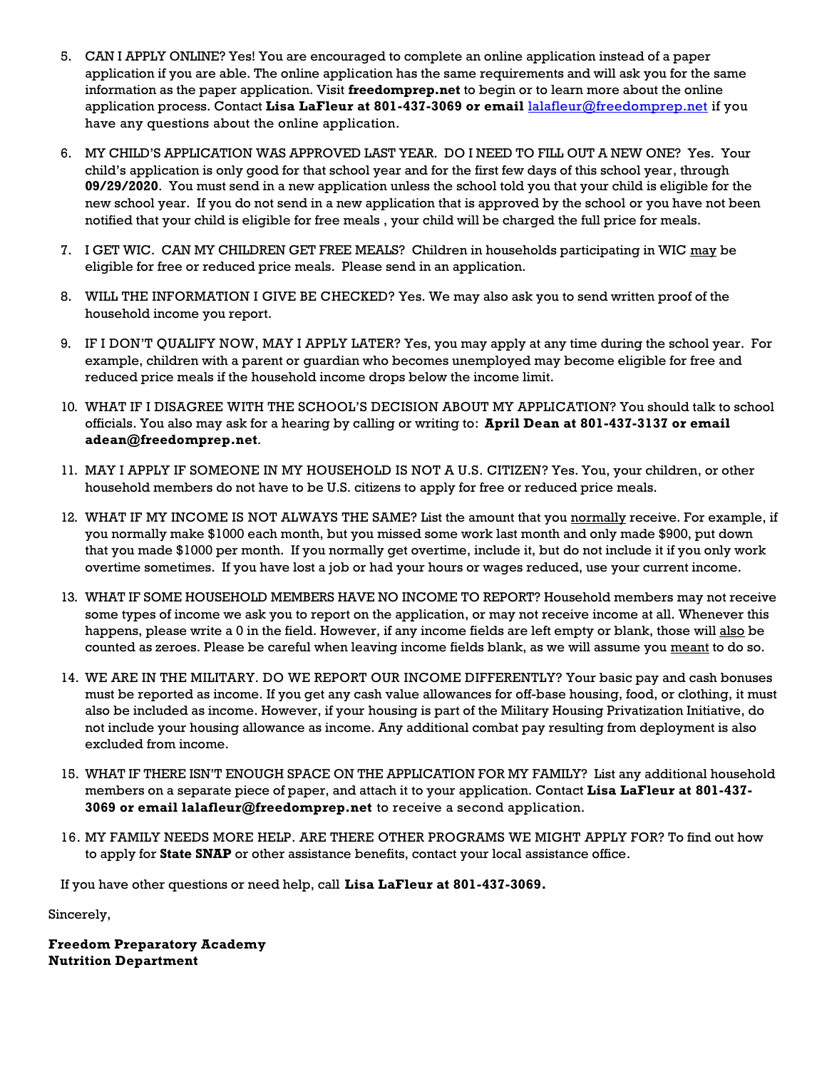5. CAN I APPLY ONLINE? Yes! You are encouraged to complete an online application instead of a paper application if you are able. The online application has the same requirements and will ask you for the same information as the paper application. Visit **freedomprep.net** to begin or to learn more about the online application process. Contact **Lisa LaFleur at 801-437-3069 or email** lalafleur@freedomprep.net if you have any questions about the online application.

6. MY CHILD'S APPLICATION WAS APPROVED LAST YEAR. DO I NEED TO FILL OUT A NEW ONE? Yes. Your child's application is only good for that school year and for the first few days of this school year, through **09/29/2020**. You must send in a new application unless the school told you that your child is eligible for the new school year. If you do not send in a new application that is approved by the school or you have not been notified that your child is eligible for free meals , your child will be charged the full price for meals.

7. I GET WIC. CAN MY CHILDREN GET FREE MEALS? Children in households participating in WIC may be eligible for free or reduced price meals. Please send in an application.

8. WILL THE INFORMATION I GIVE BE CHECKED? Yes. We may also ask you to send written proof of the household income you report.

9. IF I DON'T QUALIFY NOW, MAY I APPLY LATER? Yes, you may apply at any time during the school year. For example, children with a parent or guardian who becomes unemployed may become eligible for free and reduced price meals if the household income drops below the income limit.

10. WHAT IF I DISAGREE WITH THE SCHOOL'S DECISION ABOUT MY APPLICATION? You should talk to school officials. You also may ask for a hearing by calling or writing to: **April Dean at 801-437-3137 or email adean@freedomprep.net**.

11. MAY I APPLY IF SOMEONE IN MY HOUSEHOLD IS NOT A U.S. CITIZEN? Yes. You, your children, or other household members do not have to be U.S. citizens to apply for free or reduced price meals.

12. WHAT IF MY INCOME IS NOT ALWAYS THE SAME? List the amount that you normally receive. For example, if you normally make $1000 each month, but you missed some work last month and only made $900, put down that you made $1000 per month. If you normally get overtime, include it, but do not include it if you only work overtime sometimes. If you have lost a job or had your hours or wages reduced, use your current income.

13. WHAT IF SOME HOUSEHOLD MEMBERS HAVE NO INCOME TO REPORT? Household members may not receive some types of income we ask you to report on the application, or may not receive income at all. Whenever this happens, please write a 0 in the field. However, if any income fields are left empty or blank, those will also be counted as zeroes. Please be careful when leaving income fields blank, as we will assume you meant to do so.

14. WE ARE IN THE MILITARY. DO WE REPORT OUR INCOME DIFFERENTLY? Your basic pay and cash bonuses must be reported as income. If you get any cash value allowances for off-base housing, food, or clothing, it must also be included as income. However, if your housing is part of the Military Housing Privatization Initiative, do not include your housing allowance as income. Any additional combat pay resulting from deployment is also excluded from income.

15. WHAT IF THERE ISN'T ENOUGH SPACE ON THE APPLICATION FOR MY FAMILY? List any additional household members on a separate piece of paper, and attach it to your application. Contact **Lisa LaFleur at 801-437-3069 or email lalafleur@freedomprep.net** to receive a second application.

16. MY FAMILY NEEDS MORE HELP. ARE THERE OTHER PROGRAMS WE MIGHT APPLY FOR? To find out how to apply for **State SNAP** or other assistance benefits, contact your local assistance office.

If you have other questions or need help, call **Lisa LaFleur at 801-437-3069.**

Sincerely,

**Freedom Preparatory Academy**
**Nutrition Department**